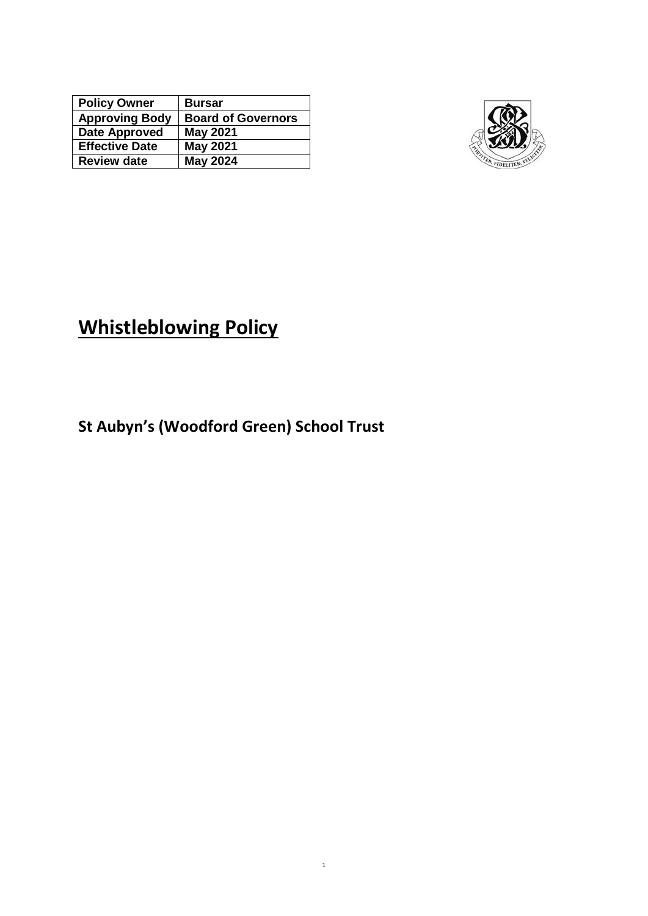| Policy Owner | Bursar |
| --- | --- |
| Approving Body | Board of Governors |
| Date Approved | May 2021 |
| Effective Date | May 2021 |
| Review date | May 2024 |

# Whistleblowing Policy

## St Aubyn's (Woodford Green) School Trust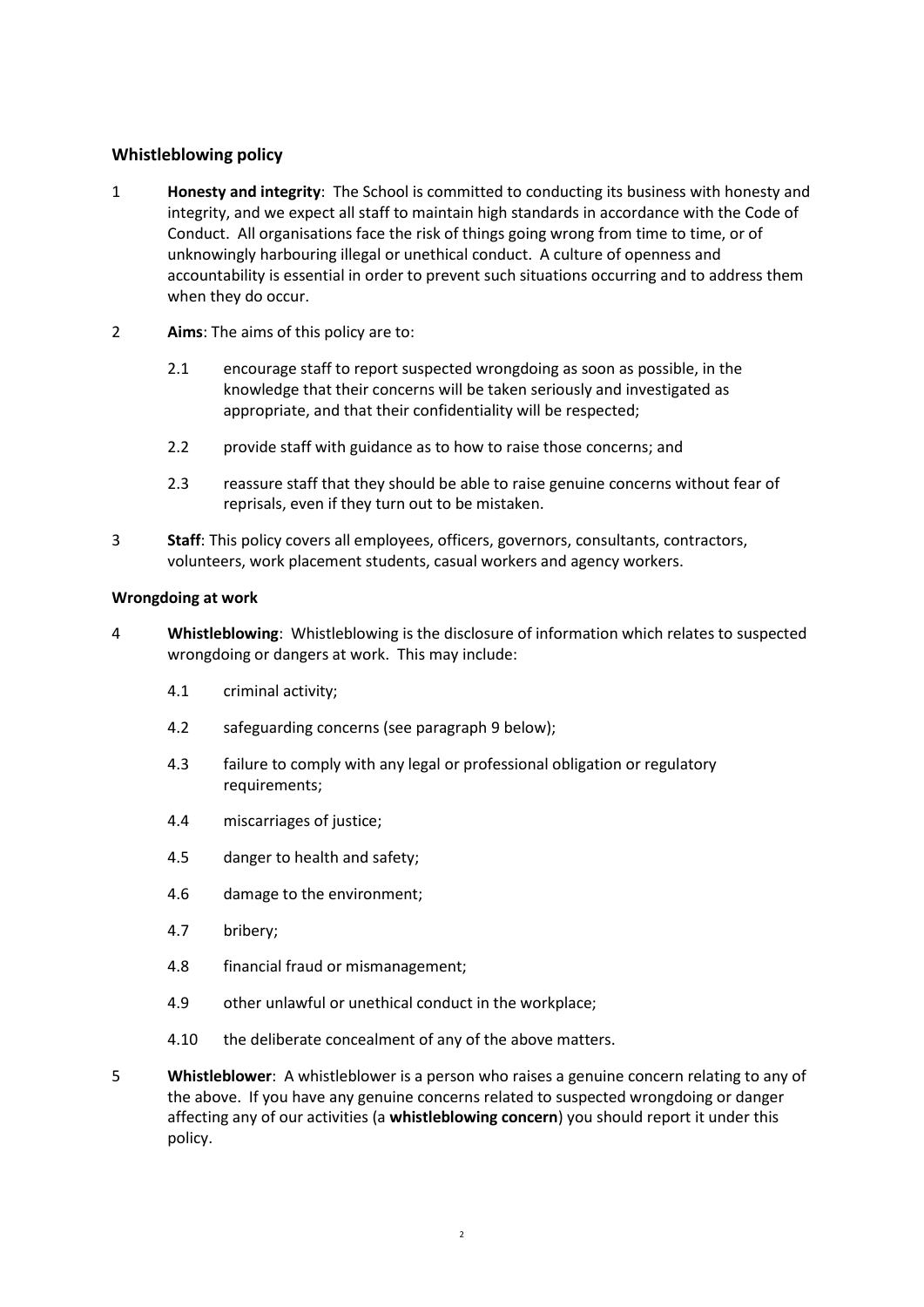## Whistleblowing policy

1 **Honesty and integrity**: The School is committed to conducting its business with honesty and integrity, and we expect all staff to maintain high standards in accordance with the Code of Conduct. All organisations face the risk of things going wrong from time to time, or of unknowingly harbouring illegal or unethical conduct. A culture of openness and accountability is essential in order to prevent such situations occurring and to address them when they do occur.

2 **Aims**: The aims of this policy are to:

- 2.1 encourage staff to report suspected wrongdoing as soon as possible, in the knowledge that their concerns will be taken seriously and investigated as appropriate, and that their confidentiality will be respected;
- 2.2 provide staff with guidance as to how to raise those concerns; and
- 2.3 reassure staff that they should be able to raise genuine concerns without fear of reprisals, even if they turn out to be mistaken.

3 **Staff**: This policy covers all employees, officers, governors, consultants, contractors, volunteers, work placement students, casual workers and agency workers.

### Wrongdoing at work

4 **Whistleblowing**: Whistleblowing is the disclosure of information which relates to suspected wrongdoing or dangers at work. This may include:

- 4.1 criminal activity;
- 4.2 safeguarding concerns (see paragraph 9 below);
- 4.3 failure to comply with any legal or professional obligation or regulatory requirements;
- 4.4 miscarriages of justice;
- 4.5 danger to health and safety;
- 4.6 damage to the environment;
- 4.7 bribery;
- 4.8 financial fraud or mismanagement;
- 4.9 other unlawful or unethical conduct in the workplace;
- 4.10 the deliberate concealment of any of the above matters.

5 **Whistleblower**: A whistleblower is a person who raises a genuine concern relating to any of the above. If you have any genuine concerns related to suspected wrongdoing or danger affecting any of our activities (a **whistleblowing concern**) you should report it under this policy.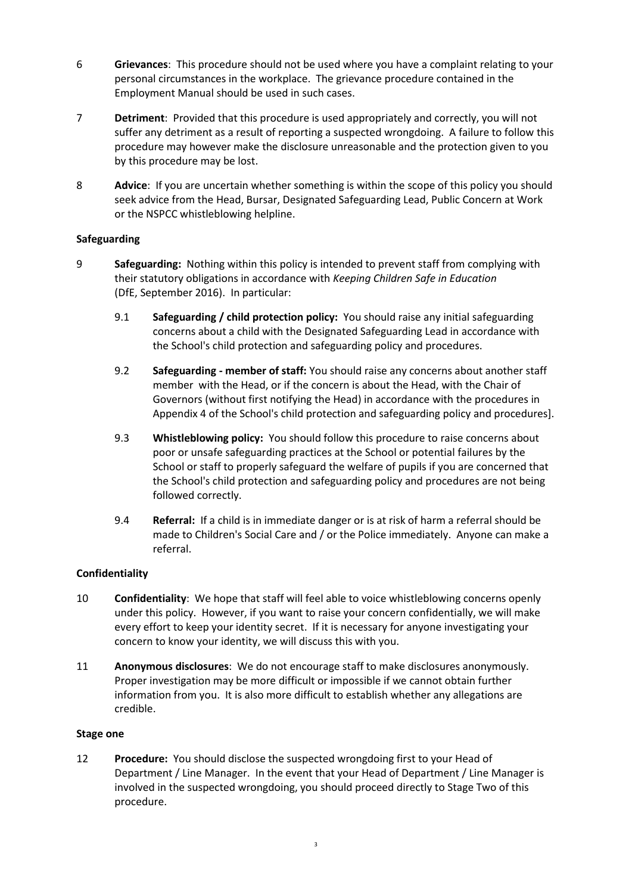6 **Grievances**: This procedure should not be used where you have a complaint relating to your personal circumstances in the workplace. The grievance procedure contained in the Employment Manual should be used in such cases.

7 **Detriment**: Provided that this procedure is used appropriately and correctly, you will not suffer any detriment as a result of reporting a suspected wrongdoing. A failure to follow this procedure may however make the disclosure unreasonable and the protection given to you by this procedure may be lost.

8 **Advice**: If you are uncertain whether something is within the scope of this policy you should seek advice from the Head, Bursar, Designated Safeguarding Lead, Public Concern at Work or the NSPCC whistleblowing helpline.

**Safeguarding**

9 **Safeguarding:** Nothing within this policy is intended to prevent staff from complying with their statutory obligations in accordance with *Keeping Children Safe in Education* (DfE, September 2016). In particular:

9.1 **Safeguarding / child protection policy:** You should raise any initial safeguarding concerns about a child with the Designated Safeguarding Lead in accordance with the School's child protection and safeguarding policy and procedures.

9.2 **Safeguarding - member of staff:** You should raise any concerns about another staff member with the Head, or if the concern is about the Head, with the Chair of Governors (without first notifying the Head) in accordance with the procedures in Appendix 4 of the School's child protection and safeguarding policy and procedures].

9.3 **Whistleblowing policy:** You should follow this procedure to raise concerns about poor or unsafe safeguarding practices at the School or potential failures by the School or staff to properly safeguard the welfare of pupils if you are concerned that the School's child protection and safeguarding policy and procedures are not being followed correctly.

9.4 **Referral:** If a child is in immediate danger or is at risk of harm a referral should be made to Children's Social Care and / or the Police immediately. Anyone can make a referral.

**Confidentiality**

10 **Confidentiality**: We hope that staff will feel able to voice whistleblowing concerns openly under this policy. However, if you want to raise your concern confidentially, we will make every effort to keep your identity secret. If it is necessary for anyone investigating your concern to know your identity, we will discuss this with you.

11 **Anonymous disclosures**: We do not encourage staff to make disclosures anonymously. Proper investigation may be more difficult or impossible if we cannot obtain further information from you. It is also more difficult to establish whether any allegations are credible.

**Stage one**

12 **Procedure:** You should disclose the suspected wrongdoing first to your Head of Department / Line Manager. In the event that your Head of Department / Line Manager is involved in the suspected wrongdoing, you should proceed directly to Stage Two of this procedure.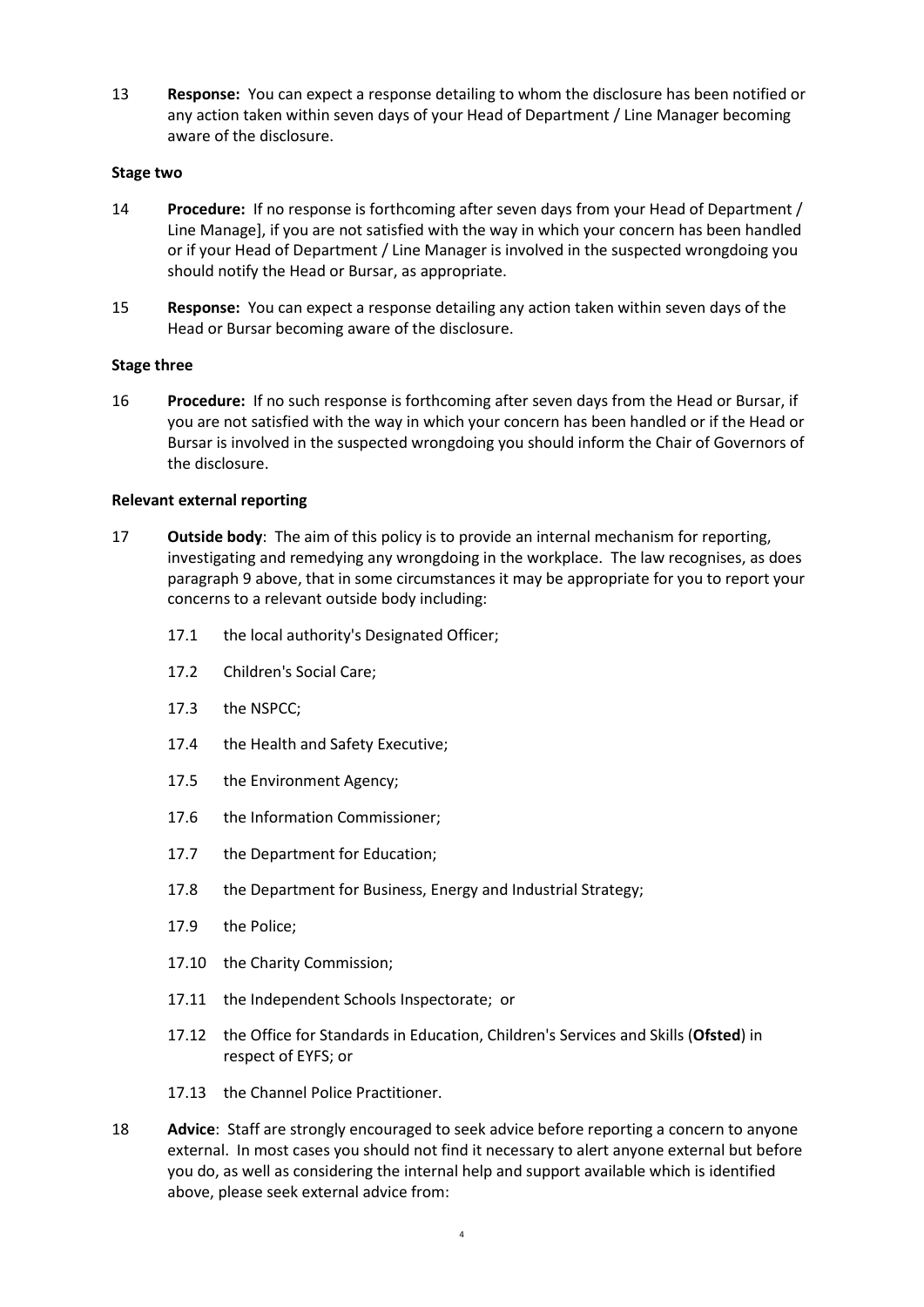13 **Response:** You can expect a response detailing to whom the disclosure has been notified or any action taken within seven days of your Head of Department / Line Manager becoming aware of the disclosure.

**Stage two**

14 **Procedure:** If no response is forthcoming after seven days from your Head of Department / Line Manage], if you are not satisfied with the way in which your concern has been handled or if your Head of Department / Line Manager is involved in the suspected wrongdoing you should notify the Head or Bursar, as appropriate.

15 **Response:** You can expect a response detailing any action taken within seven days of the Head or Bursar becoming aware of the disclosure.

**Stage three**

16 **Procedure:** If no such response is forthcoming after seven days from the Head or Bursar, if you are not satisfied with the way in which your concern has been handled or if the Head or Bursar is involved in the suspected wrongdoing you should inform the Chair of Governors of the disclosure.

**Relevant external reporting**

17 **Outside body**: The aim of this policy is to provide an internal mechanism for reporting, investigating and remedying any wrongdoing in the workplace. The law recognises, as does paragraph 9 above, that in some circumstances it may be appropriate for you to report your concerns to a relevant outside body including:

17.1 the local authority's Designated Officer;

17.2 Children's Social Care;

17.3 the NSPCC;

17.4 the Health and Safety Executive;

17.5 the Environment Agency;

17.6 the Information Commissioner;

17.7 the Department for Education;

17.8 the Department for Business, Energy and Industrial Strategy;

17.9 the Police;

17.10 the Charity Commission;

17.11 the Independent Schools Inspectorate; or

17.12 the Office for Standards in Education, Children's Services and Skills (**Ofsted**) in respect of EYFS; or

17.13 the Channel Police Practitioner.

18 **Advice**: Staff are strongly encouraged to seek advice before reporting a concern to anyone external. In most cases you should not find it necessary to alert anyone external but before you do, as well as considering the internal help and support available which is identified above, please seek external advice from: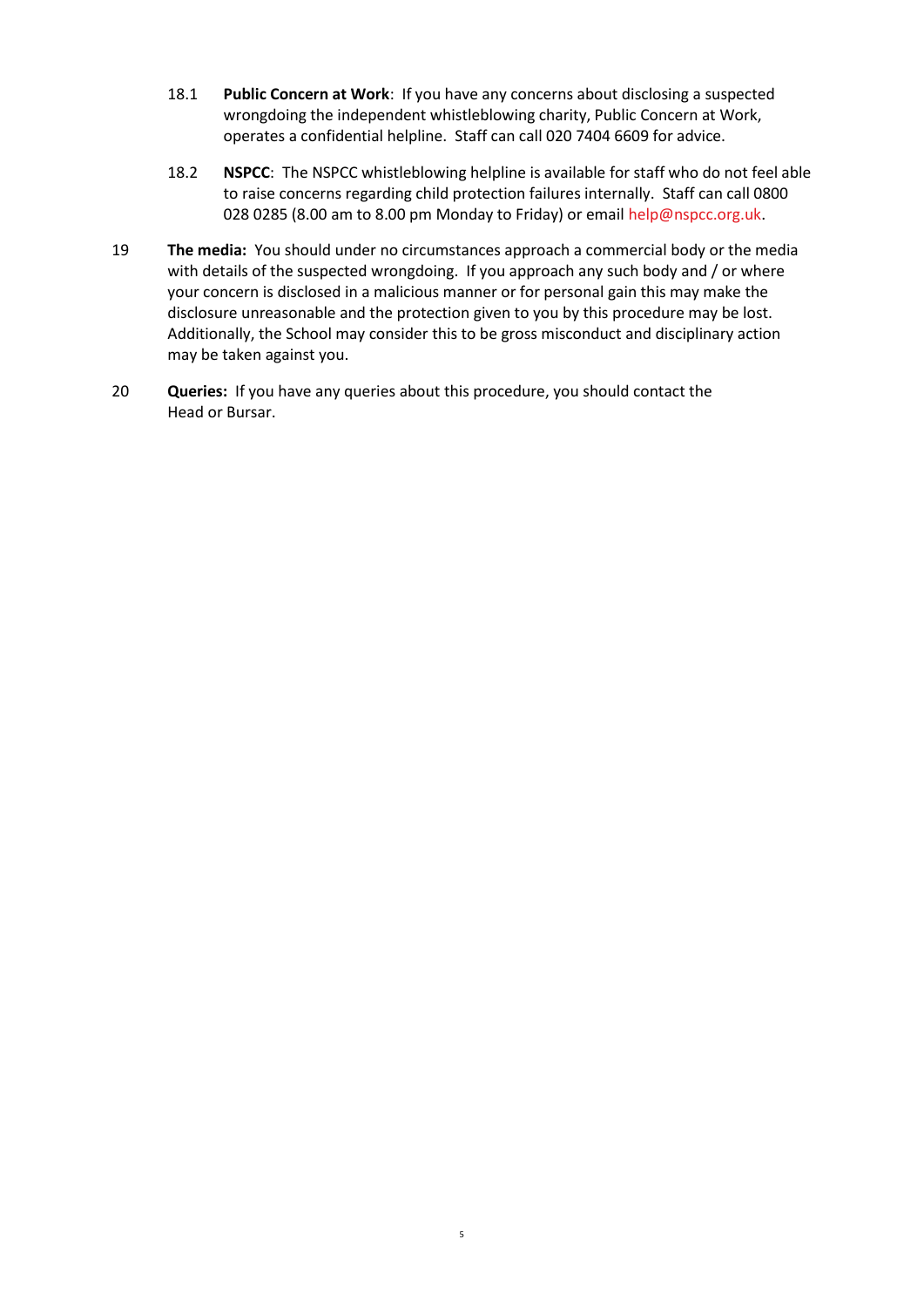18.1 **Public Concern at Work**: If you have any concerns about disclosing a suspected wrongdoing the independent whistleblowing charity, Public Concern at Work, operates a confidential helpline. Staff can call 020 7404 6609 for advice.

18.2 **NSPCC**: The NSPCC whistleblowing helpline is available for staff who do not feel able to raise concerns regarding child protection failures internally. Staff can call 0800 028 0285 (8.00 am to 8.00 pm Monday to Friday) or email help@nspcc.org.uk.

19 **The media:** You should under no circumstances approach a commercial body or the media with details of the suspected wrongdoing. If you approach any such body and / or where your concern is disclosed in a malicious manner or for personal gain this may make the disclosure unreasonable and the protection given to you by this procedure may be lost. Additionally, the School may consider this to be gross misconduct and disciplinary action may be taken against you.

20 **Queries:** If you have any queries about this procedure, you should contact the Head or Bursar.